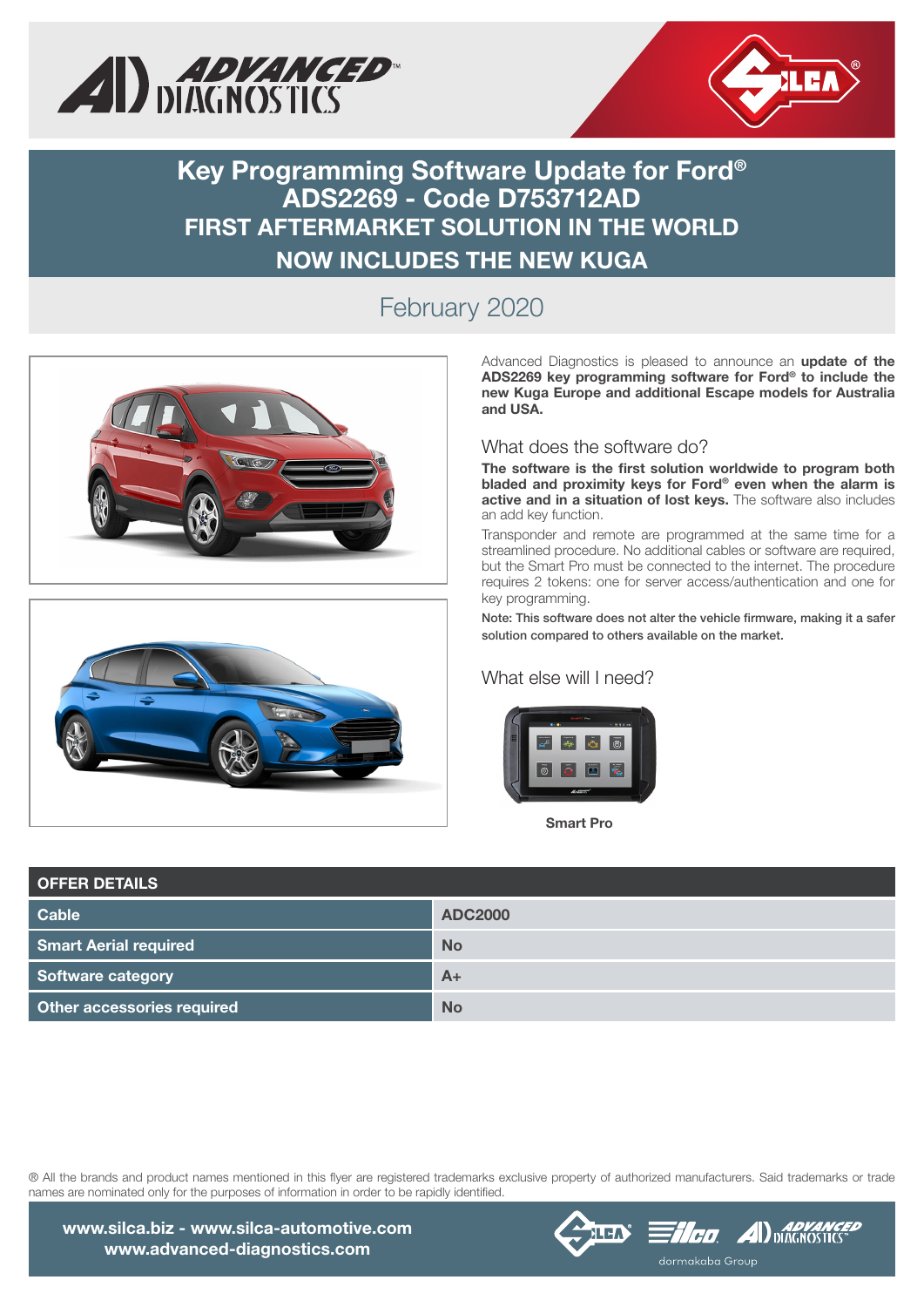# Key Programming Software Update for Ford®
# ADS2269 - Code D753712AD
## FIRST AFTERMARKET SOLUTION IN THE WORLD
## NOW INCLUDES THE NEW KUGA

February 2020

Advanced Diagnostics is pleased to announce an **update of the ADS2269 key programming software for Ford® to include the new Kuga Europe and additional Escape models for Australia and USA.**

### What does the software do?

**The software is the first solution worldwide to program both bladed and proximity keys for Ford® even when the alarm is active and in a situation of lost keys.** The software also includes an add key function.

Transponder and remote are programmed at the same time for a streamlined procedure. No additional cables or software are required, but the Smart Pro must be connected to the internet. The procedure requires 2 tokens: one for server access/authentication and one for key programming.

Note: This software does not alter the vehicle firmware, making it a safer solution compared to others available on the market.

### What else will I need?

**Smart Pro**

| OFFER DETAILS | |
|---|---|
| Cable | ADC2000 |
| Smart Aerial required | No |
| Software category | A+ |
| Other accessories required | No |

® All the brands and product names mentioned in this flyer are registered trademarks exclusive property of authorized manufacturers. Said trademarks or trade names are nominated only for the purposes of information in order to be rapidly identified.

www.silca.biz - www.silca-automotive.com
www.advanced-diagnostics.com

dormakaba Group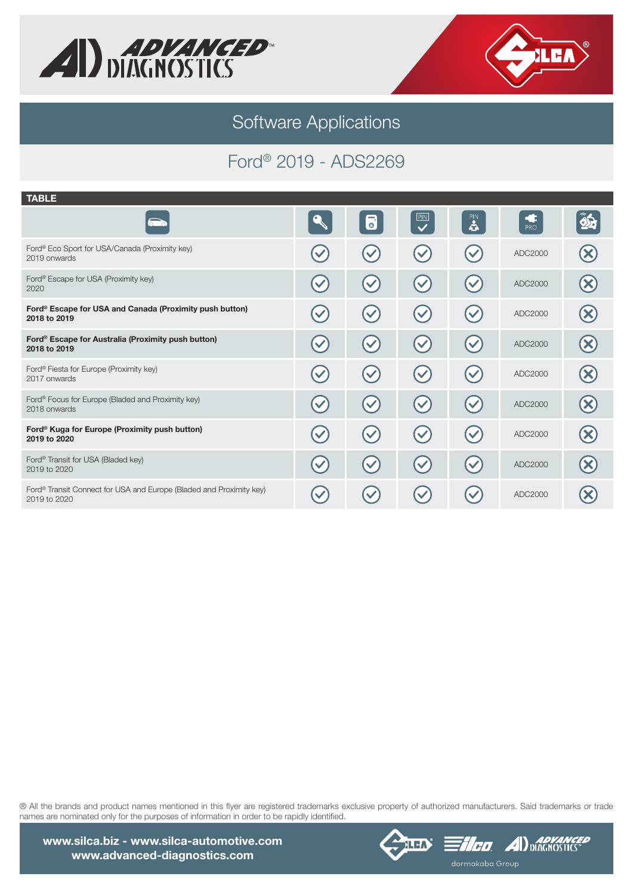# Software Applications

## Ford® 2019 - ADS2269

**TABLE**

| | | | | | | |
|---|---|---|---|---|---|---|
| Ford® Eco Sport for USA/Canada (Proximity key)<br>2019 onwards | ✓ | ✓ | ✓ | ✓ | ADC2000 | ✗ |
| Ford® Escape for USA (Proximity key)<br>2020 | ✓ | ✓ | ✓ | ✓ | ADC2000 | ✗ |
| **Ford® Escape for USA and Canada (Proximity push button)<br>2018 to 2019** | ✓ | ✓ | ✓ | ✓ | ADC2000 | ✗ |
| **Ford® Escape for Australia (Proximity push button)<br>2018 to 2019** | ✓ | ✓ | ✓ | ✓ | ADC2000 | ✗ |
| Ford® Fiesta for Europe (Proximity key)<br>2017 onwards | ✓ | ✓ | ✓ | ✓ | ADC2000 | ✗ |
| Ford® Focus for Europe (Bladed and Proximity key)<br>2018 onwards | ✓ | ✓ | ✓ | ✓ | ADC2000 | ✗ |
| **Ford® Kuga for Europe (Proximity push button)<br>2019 to 2020** | ✓ | ✓ | ✓ | ✓ | ADC2000 | ✗ |
| Ford® Transit for USA (Bladed key)<br>2019 to 2020 | ✓ | ✓ | ✓ | ✓ | ADC2000 | ✗ |
| Ford® Transit Connect for USA and Europe (Bladed and Proximity key)<br>2019 to 2020 | ✓ | ✓ | ✓ | ✓ | ADC2000 | ✗ |

® All the brands and product names mentioned in this flyer are registered trademarks exclusive property of authorized manufacturers. Said trademarks or trade names are nominated only for the purposes of information in order to be rapidly identified.

**www.silca.biz - www.silca-automotive.com**
**www.advanced-diagnostics.com**

dormakaba Group